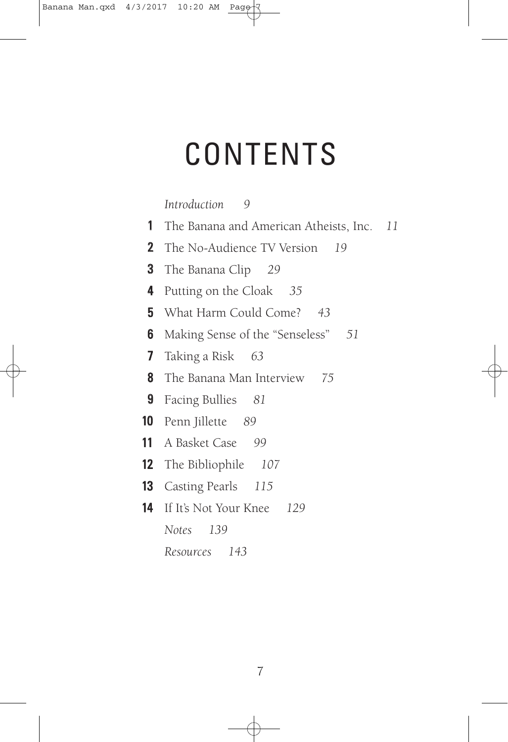# CONTENTS

*Introduction* *9*

1. The Banana and American Atheists, Inc. *11*
2. The No-Audience TV Version *19*
3. The Banana Clip *29*
4. Putting on the Cloak *35*
5. What Harm Could Come? *43*
6. Making Sense of the "Senseless" *51*
7. Taking a Risk *63*
8. The Banana Man Interview *75*
9. Facing Bullies *81*
10. Penn Jillette *89*
11. A Basket Case *99*
12. The Bibliophile *107*
13. Casting Pearls *115*
14. If It's Not Your Knee *129*

*Notes* *139*

*Resources* *143*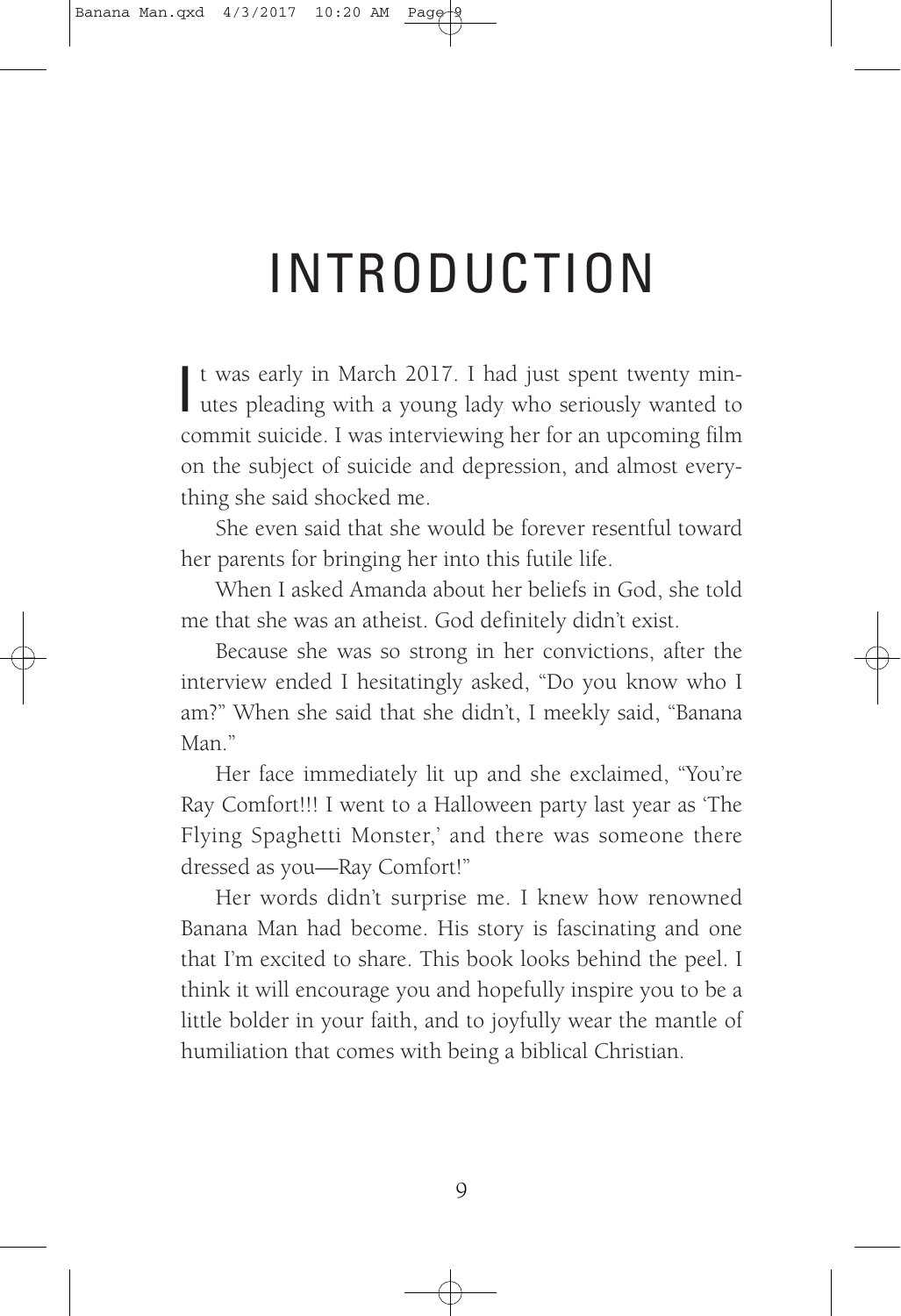# INTRODUCTION

It was early in March 2017. I had just spent twenty minutes pleading with a young lady who seriously wanted to commit suicide. I was interviewing her for an upcoming film on the subject of suicide and depression, and almost everything she said shocked me.

She even said that she would be forever resentful toward her parents for bringing her into this futile life.

When I asked Amanda about her beliefs in God, she told me that she was an atheist. God definitely didn't exist.

Because she was so strong in her convictions, after the interview ended I hesitatingly asked, "Do you know who I am?" When she said that she didn't, I meekly said, "Banana Man."

Her face immediately lit up and she exclaimed, "You're Ray Comfort!!! I went to a Halloween party last year as 'The Flying Spaghetti Monster,' and there was someone there dressed as you—Ray Comfort!"

Her words didn't surprise me. I knew how renowned Banana Man had become. His story is fascinating and one that I'm excited to share. This book looks behind the peel. I think it will encourage you and hopefully inspire you to be a little bolder in your faith, and to joyfully wear the mantle of humiliation that comes with being a biblical Christian.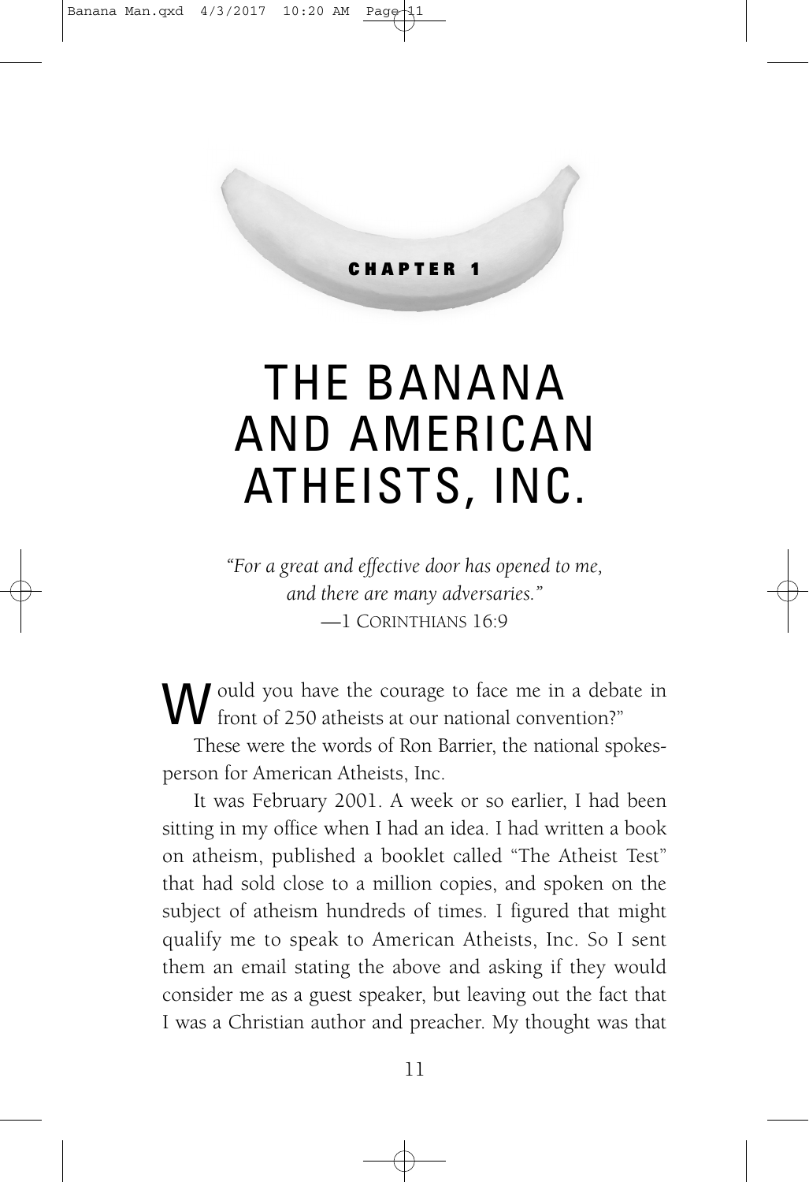CHAPTER 1

# THE BANANA AND AMERICAN ATHEISTS, INC.

*"For a great and effective door has opened to me, and there are many adversaries."*
—1 CORINTHIANS 16:9

"Would you have the courage to face me in a debate in front of 250 atheists at our national convention?"

These were the words of Ron Barrier, the national spokesperson for American Atheists, Inc.

It was February 2001. A week or so earlier, I had been sitting in my office when I had an idea. I had written a book on atheism, published a booklet called "The Atheist Test" that had sold close to a million copies, and spoken on the subject of atheism hundreds of times. I figured that might qualify me to speak to American Atheists, Inc. So I sent them an email stating the above and asking if they would consider me as a guest speaker, but leaving out the fact that I was a Christian author and preacher. My thought was that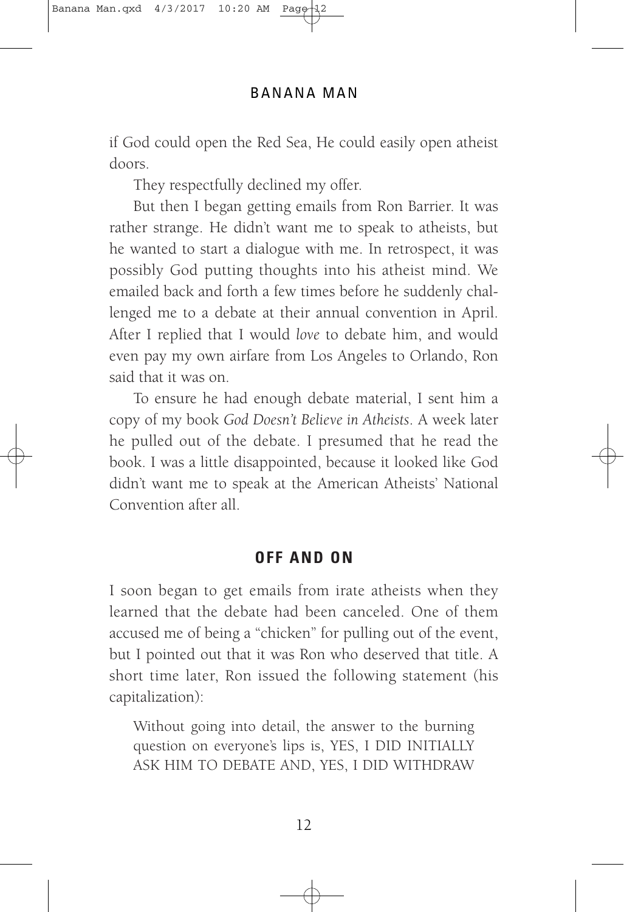if God could open the Red Sea, He could easily open atheist doors.

They respectfully declined my offer.

But then I began getting emails from Ron Barrier. It was rather strange. He didn't want me to speak to atheists, but he wanted to start a dialogue with me. In retrospect, it was possibly God putting thoughts into his atheist mind. We emailed back and forth a few times before he suddenly challenged me to a debate at their annual convention in April. After I replied that I would *love* to debate him, and would even pay my own airfare from Los Angeles to Orlando, Ron said that it was on.

To ensure he had enough debate material, I sent him a copy of my book *God Doesn't Believe in Atheists*. A week later he pulled out of the debate. I presumed that he read the book. I was a little disappointed, because it looked like God didn't want me to speak at the American Atheists' National Convention after all.

## OFF AND ON

I soon began to get emails from irate atheists when they learned that the debate had been canceled. One of them accused me of being a "chicken" for pulling out of the event, but I pointed out that it was Ron who deserved that title. A short time later, Ron issued the following statement (his capitalization):

> Without going into detail, the answer to the burning question on everyone's lips is, YES, I DID INITIALLY ASK HIM TO DEBATE AND, YES, I DID WITHDRAW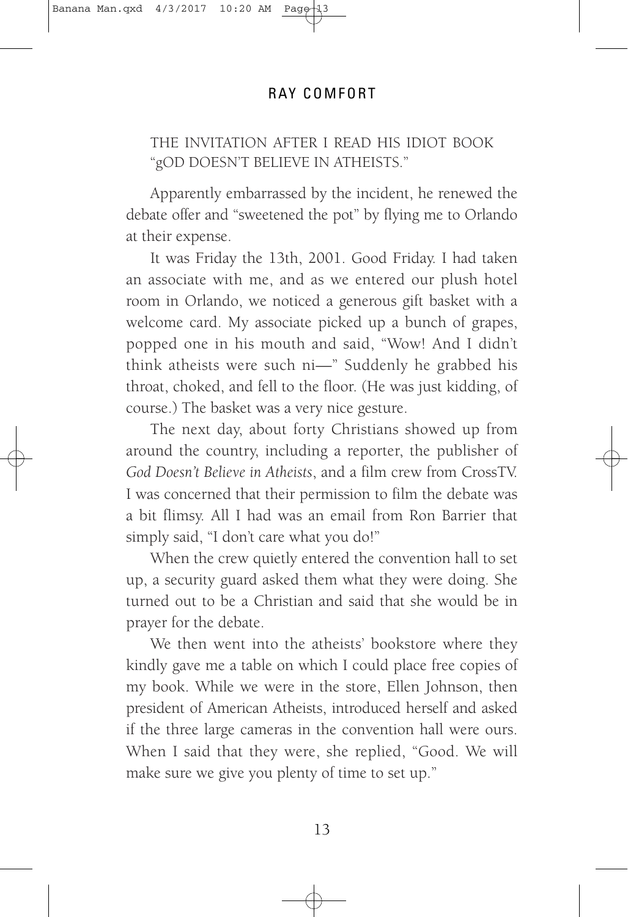THE INVITATION AFTER I READ HIS IDIOT BOOK "gOD DOESN'T BELIEVE IN ATHEISTS."

Apparently embarrassed by the incident, he renewed the debate offer and "sweetened the pot" by flying me to Orlando at their expense.

It was Friday the 13th, 2001. Good Friday. I had taken an associate with me, and as we entered our plush hotel room in Orlando, we noticed a generous gift basket with a welcome card. My associate picked up a bunch of grapes, popped one in his mouth and said, "Wow! And I didn't think atheists were such ni—" Suddenly he grabbed his throat, choked, and fell to the floor. (He was just kidding, of course.) The basket was a very nice gesture.

The next day, about forty Christians showed up from around the country, including a reporter, the publisher of *God Doesn't Believe in Atheists*, and a film crew from CrossTV. I was concerned that their permission to film the debate was a bit flimsy. All I had was an email from Ron Barrier that simply said, "I don't care what you do!"

When the crew quietly entered the convention hall to set up, a security guard asked them what they were doing. She turned out to be a Christian and said that she would be in prayer for the debate.

We then went into the atheists' bookstore where they kindly gave me a table on which I could place free copies of my book. While we were in the store, Ellen Johnson, then president of American Atheists, introduced herself and asked if the three large cameras in the convention hall were ours. When I said that they were, she replied, "Good. We will make sure we give you plenty of time to set up."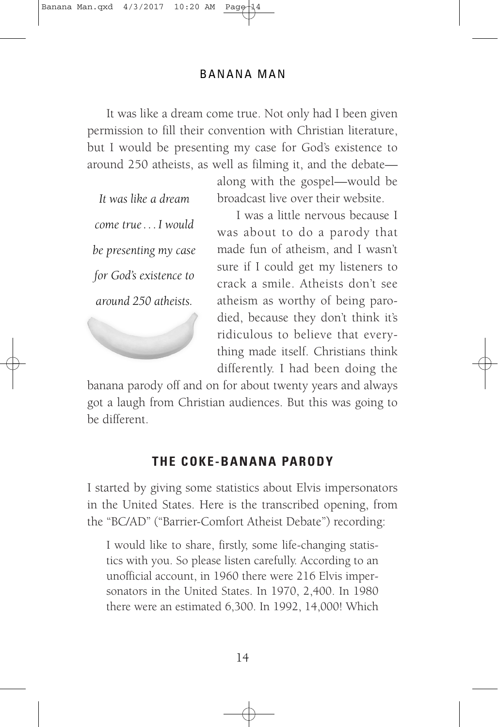It was like a dream come true. Not only had I been given permission to fill their convention with Christian literature, but I would be presenting my case for God's existence to around 250 atheists, as well as filming it, and the debate—along with the gospel—would be broadcast live over their website.

*It was like a dream come true . . . I would be presenting my case for God's existence to around 250 atheists.*

I was a little nervous because I was about to do a parody that made fun of atheism, and I wasn't sure if I could get my listeners to crack a smile. Atheists don't see atheism as worthy of being parodied, because they don't think it's ridiculous to believe that everything made itself. Christians think differently. I had been doing the banana parody off and on for about twenty years and always got a laugh from Christian audiences. But this was going to be different.

## THE COKE-BANANA PARODY

I started by giving some statistics about Elvis impersonators in the United States. Here is the transcribed opening, from the "BC/AD" ("Barrier-Comfort Atheist Debate") recording:

> I would like to share, firstly, some life-changing statistics with you. So please listen carefully. According to an unofficial account, in 1960 there were 216 Elvis impersonators in the United States. In 1970, 2,400. In 1980 there were an estimated 6,300. In 1992, 14,000! Which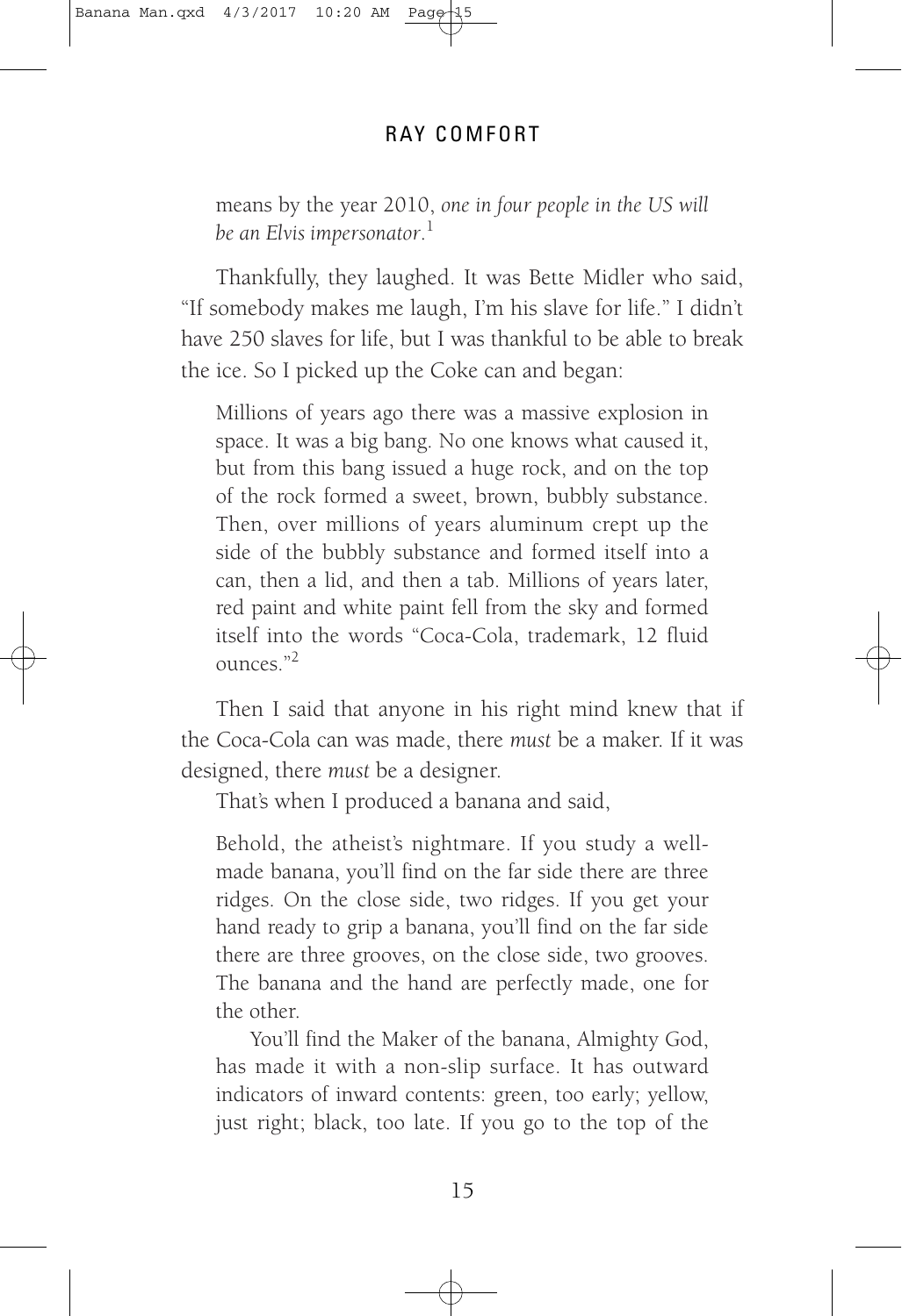means by the year 2010, *one in four people in the US will be an Elvis impersonator.*[1]

Thankfully, they laughed. It was Bette Midler who said, "If somebody makes me laugh, I'm his slave for life." I didn't have 250 slaves for life, but I was thankful to be able to break the ice. So I picked up the Coke can and began:

> Millions of years ago there was a massive explosion in space. It was a big bang. No one knows what caused it, but from this bang issued a huge rock, and on the top of the rock formed a sweet, brown, bubbly substance. Then, over millions of years aluminum crept up the side of the bubbly substance and formed itself into a can, then a lid, and then a tab. Millions of years later, red paint and white paint fell from the sky and formed itself into the words "Coca-Cola, trademark, 12 fluid ounces."[2]

Then I said that anyone in his right mind knew that if the Coca-Cola can was made, there *must* be a maker. If it was designed, there *must* be a designer.

That's when I produced a banana and said,

> Behold, the atheist's nightmare. If you study a well-made banana, you'll find on the far side there are three ridges. On the close side, two ridges. If you get your hand ready to grip a banana, you'll find on the far side there are three grooves, on the close side, two grooves. The banana and the hand are perfectly made, one for the other.
>
> You'll find the Maker of the banana, Almighty God, has made it with a non-slip surface. It has outward indicators of inward contents: green, too early; yellow, just right; black, too late. If you go to the top of the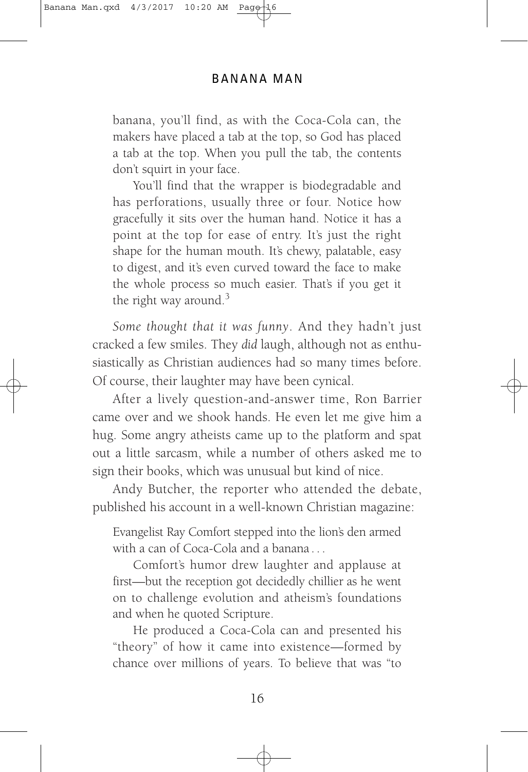> banana, you'll find, as with the Coca-Cola can, the makers have placed a tab at the top, so God has placed a tab at the top. When you pull the tab, the contents don't squirt in your face.
>
> You'll find that the wrapper is biodegradable and has perforations, usually three or four. Notice how gracefully it sits over the human hand. Notice it has a point at the top for ease of entry. It's just the right shape for the human mouth. It's chewy, palatable, easy to digest, and it's even curved toward the face to make the whole process so much easier. That's if you get it the right way around.[3]

*Some thought that it was funny*. And they hadn't just cracked a few smiles. They *did* laugh, although not as enthusiastically as Christian audiences had so many times before. Of course, their laughter may have been cynical.

After a lively question-and-answer time, Ron Barrier came over and we shook hands. He even let me give him a hug. Some angry atheists came up to the platform and spat out a little sarcasm, while a number of others asked me to sign their books, which was unusual but kind of nice.

Andy Butcher, the reporter who attended the debate, published his account in a well-known Christian magazine:

> Evangelist Ray Comfort stepped into the lion's den armed with a can of Coca-Cola and a banana . . .
>
> Comfort's humor drew laughter and applause at first—but the reception got decidedly chillier as he went on to challenge evolution and atheism's foundations and when he quoted Scripture.
>
> He produced a Coca-Cola can and presented his "theory" of how it came into existence—formed by chance over millions of years. To believe that was "to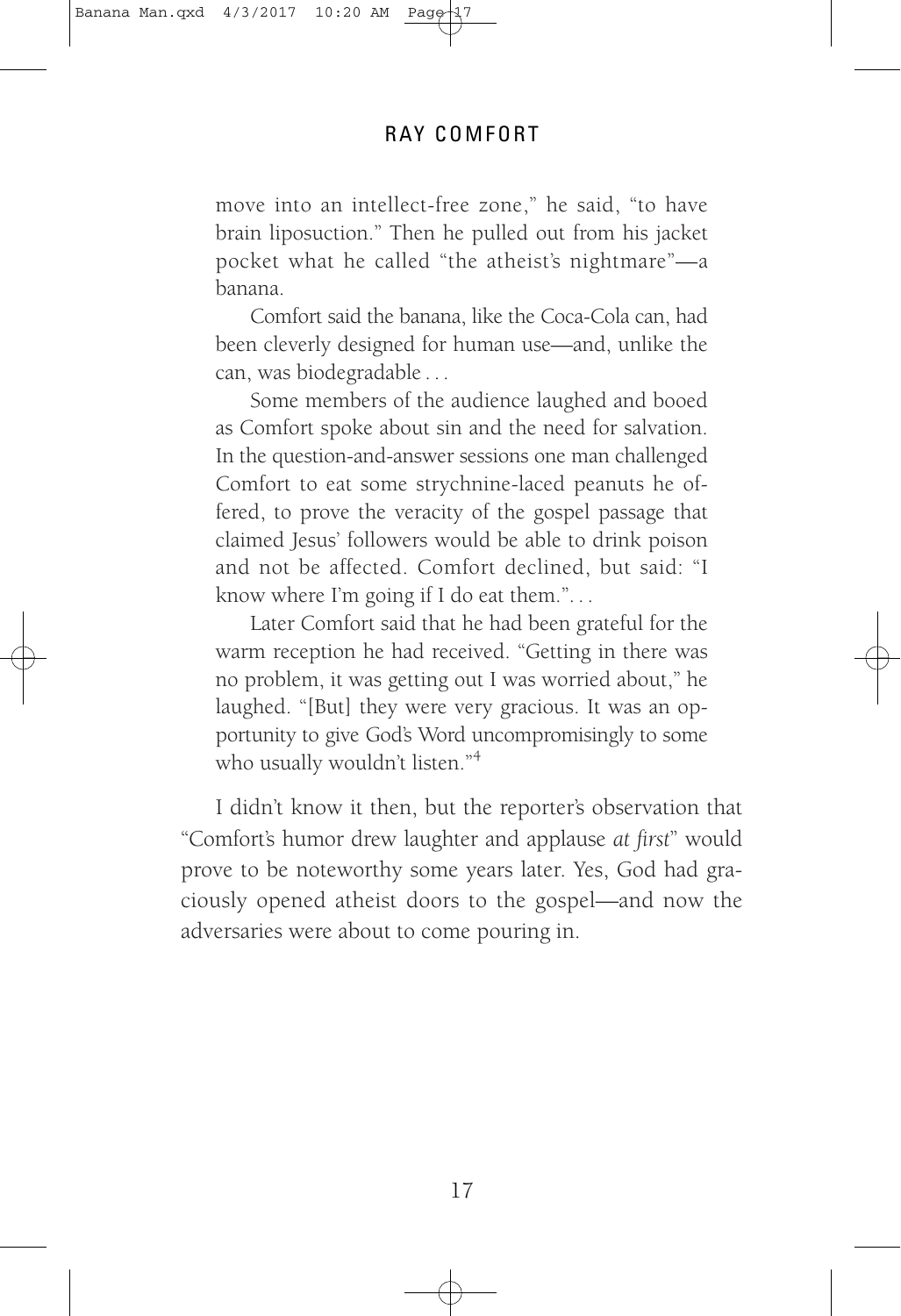move into an intellect-free zone," he said, "to have brain liposuction." Then he pulled out from his jacket pocket what he called "the atheist's nightmare"—a banana.

> Comfort said the banana, like the Coca-Cola can, had been cleverly designed for human use—and, unlike the can, was biodegradable . . .
>
> Some members of the audience laughed and booed as Comfort spoke about sin and the need for salvation. In the question-and-answer sessions one man challenged Comfort to eat some strychnine-laced peanuts he offered, to prove the veracity of the gospel passage that claimed Jesus' followers would be able to drink poison and not be affected. Comfort declined, but said: "I know where I'm going if I do eat them.". . .
>
> Later Comfort said that he had been grateful for the warm reception he had received. "Getting in there was no problem, it was getting out I was worried about," he laughed. "[But] they were very gracious. It was an opportunity to give God's Word uncompromisingly to some who usually wouldn't listen."[4]

I didn't know it then, but the reporter's observation that "Comfort's humor drew laughter and applause *at first*" would prove to be noteworthy some years later. Yes, God had graciously opened atheist doors to the gospel—and now the adversaries were about to come pouring in.